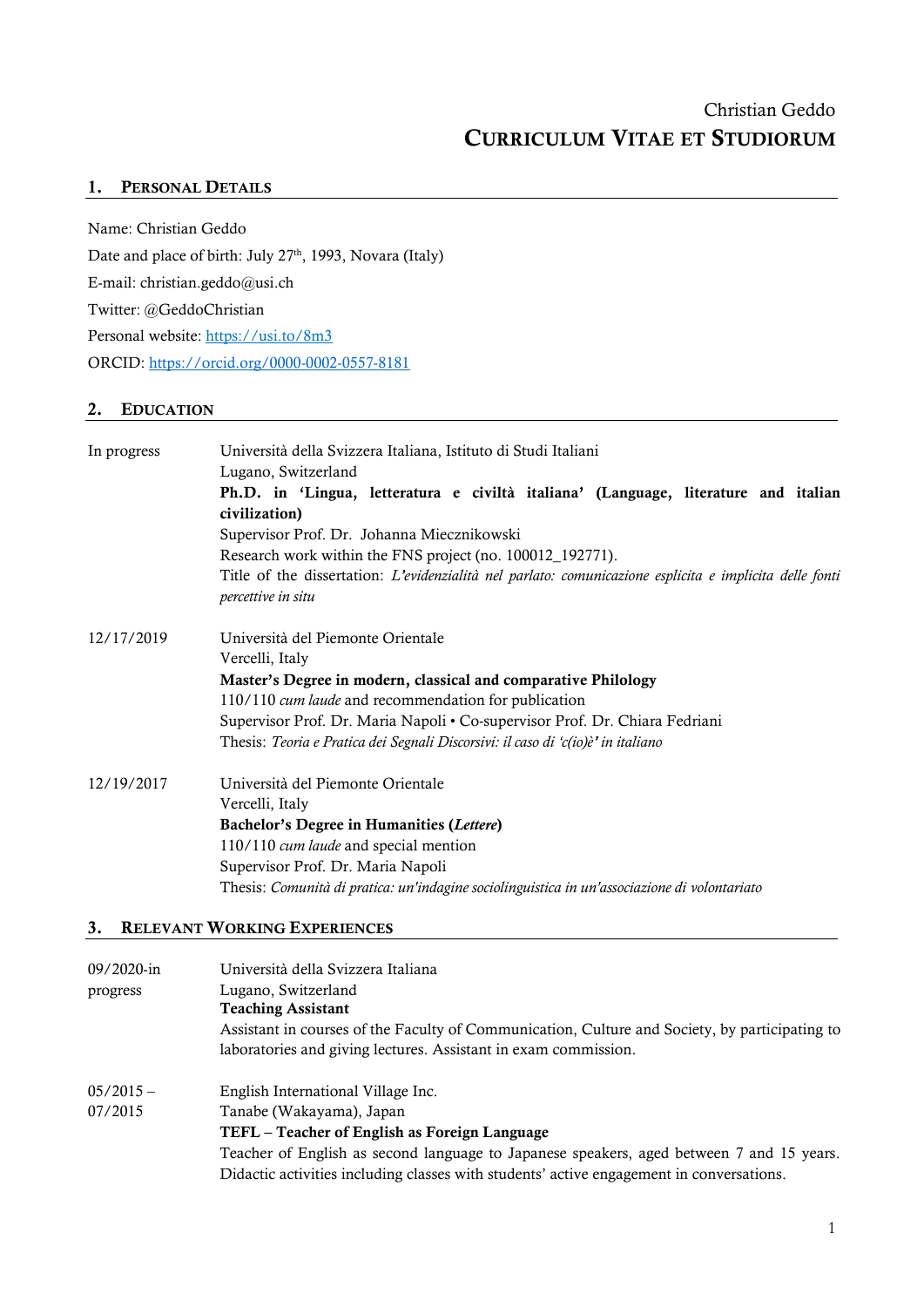Christian Geddo

# Curriculum Vitae et Studiorum

## 1. Personal Details

Name: Christian Geddo

Date and place of birth: July 27th, 1993, Novara (Italy)

E-mail: christian.geddo@usi.ch

Twitter: @GeddoChristian

Personal website: https://usi.to/8m3

ORCID: https://orcid.org/0000-0002-0557-8181

## 2. Education

**In progress**

Università della Svizzera Italiana, Istituto di Studi Italiani
Lugano, Switzerland
**Ph.D. in 'Lingua, letteratura e civiltà italiana' (Language, literature and italian civilization)**
Supervisor Prof. Dr. Johanna Miecznikowski
Research work within the FNS project (no. 100012_192771).
Title of the dissertation: *L'evidenzialità nel parlato: comunicazione esplicita e implicita delle fonti percettive in situ*

**12/17/2019**

Università del Piemonte Orientale
Vercelli, Italy
**Master's Degree in modern, classical and comparative Philology**
110/110 *cum laude* and recommendation for publication
Supervisor Prof. Dr. Maria Napoli • Co-supervisor Prof. Dr. Chiara Fedriani
Thesis: *Teoria e Pratica dei Segnali Discorsivi: il caso di 'c(io)è' in italiano*

**12/19/2017**

Università del Piemonte Orientale
Vercelli, Italy
**Bachelor's Degree in Humanities (*Lettere*)**
110/110 *cum laude* and special mention
Supervisor Prof. Dr. Maria Napoli
Thesis: *Comunità di pratica: un'indagine sociolinguistica in un'associazione di volontariato*

## 3. Relevant Working Experiences

**09/2020-in progress**

Università della Svizzera Italiana
Lugano, Switzerland
**Teaching Assistant**
Assistant in courses of the Faculty of Communication, Culture and Society, by participating to laboratories and giving lectures. Assistant in exam commission.

**05/2015 – 07/2015**

English International Village Inc.
Tanabe (Wakayama), Japan
**TEFL – Teacher of English as Foreign Language**
Teacher of English as second language to Japanese speakers, aged between 7 and 15 years. Didactic activities including classes with students' active engagement in conversations.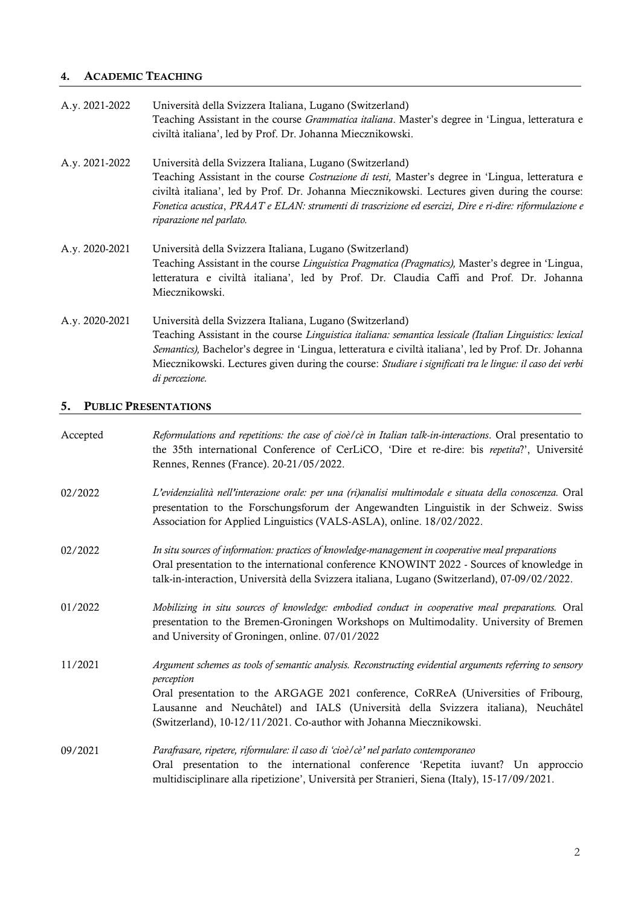## 4. Academic Teaching

**A.y. 2021-2022** Università della Svizzera Italiana, Lugano (Switzerland)
Teaching Assistant in the course *Grammatica italiana*. Master's degree in 'Lingua, letteratura e civiltà italiana', led by Prof. Dr. Johanna Miecznikowski.

**A.y. 2021-2022** Università della Svizzera Italiana, Lugano (Switzerland)
Teaching Assistant in the course *Costruzione di testi,* Master's degree in 'Lingua, letteratura e civiltà italiana', led by Prof. Dr. Johanna Miecznikowski. Lectures given during the course: *Fonetica acustica*, *PRAAT e ELAN: strumenti di trascrizione ed esercizi, Dire e ri-dire: riformulazione e riparazione nel parlato.*

**A.y. 2020-2021** Università della Svizzera Italiana, Lugano (Switzerland)
Teaching Assistant in the course *Linguistica Pragmatica (Pragmatics),* Master's degree in 'Lingua, letteratura e civiltà italiana', led by Prof. Dr. Claudia Caffi and Prof. Dr. Johanna Miecznikowski.

**A.y. 2020-2021** Università della Svizzera Italiana, Lugano (Switzerland)
Teaching Assistant in the course *Linguistica italiana: semantica lessicale (Italian Linguistics: lexical Semantics),* Bachelor's degree in 'Lingua, letteratura e civiltà italiana', led by Prof. Dr. Johanna Miecznikowski. Lectures given during the course: *Studiare i significati tra le lingue: il caso dei verbi di percezione.*

## 5. Public Presentations

**Accepted** *Reformulations and repetitions: the case of cioè/cè in Italian talk-in-interactions*. Oral presentatio to the 35th international Conference of CerLiCO, 'Dire et re-dire: bis *repetita*?', Université Rennes, Rennes (France). 20-21/05/2022.

**02/2022** *L'evidenzialità nell'interazione orale: per una (ri)analisi multimodale e situata della conoscenza.* Oral presentation to the Forschungsforum der Angewandten Linguistik in der Schweiz. Swiss Association for Applied Linguistics (VALS-ASLA), online. 18/02/2022.

**02/2022** *In situ sources of information: practices of knowledge-management in cooperative meal preparations*
Oral presentation to the international conference KNOWINT 2022 - Sources of knowledge in talk-in-interaction, Università della Svizzera italiana, Lugano (Switzerland), 07-09/02/2022.

**01/2022** *Mobilizing in situ sources of knowledge: embodied conduct in cooperative meal preparations.* Oral presentation to the Bremen-Groningen Workshops on Multimodality. University of Bremen and University of Groningen, online. 07/01/2022

**11/2021** *Argument schemes as tools of semantic analysis. Reconstructing evidential arguments referring to sensory perception*
Oral presentation to the ARGAGE 2021 conference, CoRReA (Universities of Fribourg, Lausanne and Neuchâtel) and IALS (Università della Svizzera italiana), Neuchâtel (Switzerland), 10-12/11/2021. Co-author with Johanna Miecznikowski.

**09/2021** *Parafrasare, ripetere, riformulare: il caso di 'cioè/cè' nel parlato contemporaneo*
Oral presentation to the international conference 'Repetita iuvant? Un approccio multidisciplinare alla ripetizione', Università per Stranieri, Siena (Italy), 15-17/09/2021.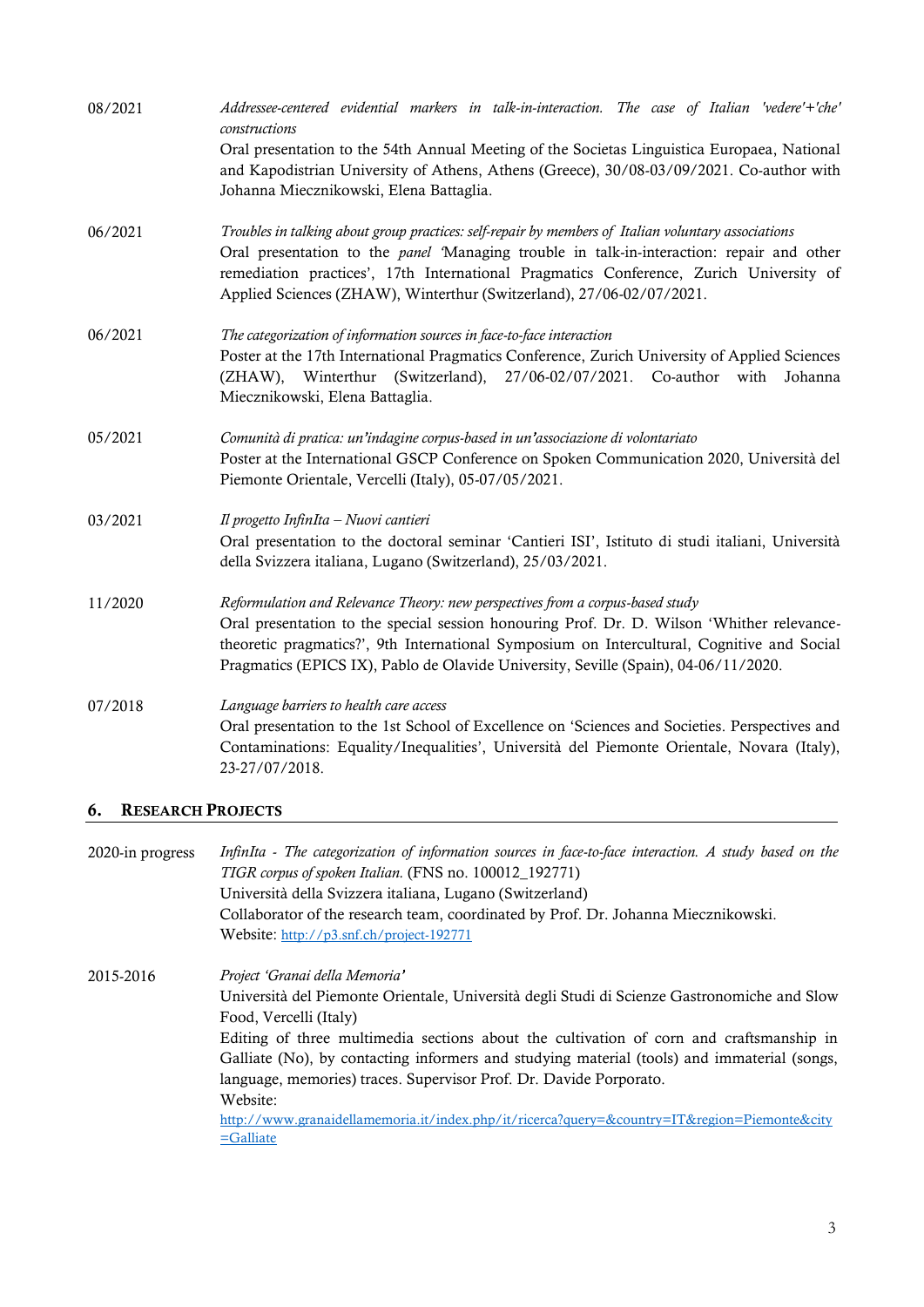08/2021 *Addressee-centered evidential markers in talk-in-interaction. The case of Italian 'vedere'+'che' constructions*
Oral presentation to the 54th Annual Meeting of the Societas Linguistica Europaea, National and Kapodistrian University of Athens, Athens (Greece), 30/08-03/09/2021. Co-author with Johanna Miecznikowski, Elena Battaglia.

06/2021 *Troubles in talking about group practices: self-repair by members of Italian voluntary associations*
Oral presentation to the *panel* 'Managing trouble in talk-in-interaction: repair and other remediation practices', 17th International Pragmatics Conference, Zurich University of Applied Sciences (ZHAW), Winterthur (Switzerland), 27/06-02/07/2021.

06/2021 *The categorization of information sources in face-to-face interaction*
Poster at the 17th International Pragmatics Conference, Zurich University of Applied Sciences (ZHAW), Winterthur (Switzerland), 27/06-02/07/2021. Co-author with Johanna Miecznikowski, Elena Battaglia.

05/2021 *Comunità di pratica: un'indagine corpus-based in un'associazione di volontariato*
Poster at the International GSCP Conference on Spoken Communication 2020, Università del Piemonte Orientale, Vercelli (Italy), 05-07/05/2021.

03/2021 *Il progetto InfinIta – Nuovi cantieri*
Oral presentation to the doctoral seminar 'Cantieri ISI', Istituto di studi italiani, Università della Svizzera italiana, Lugano (Switzerland), 25/03/2021.

11/2020 *Reformulation and Relevance Theory: new perspectives from a corpus-based study*
Oral presentation to the special session honouring Prof. Dr. D. Wilson 'Whither relevance-theoretic pragmatics?', 9th International Symposium on Intercultural, Cognitive and Social Pragmatics (EPICS IX), Pablo de Olavide University, Seville (Spain), 04-06/11/2020.

07/2018 *Language barriers to health care access*
Oral presentation to the 1st School of Excellence on 'Sciences and Societies. Perspectives and Contaminations: Equality/Inequalities', Università del Piemonte Orientale, Novara (Italy), 23-27/07/2018.

## 6. Research Projects

2020-in progress *InfinIta - The categorization of information sources in face-to-face interaction. A study based on the TIGR corpus of spoken Italian.* (FNS no. 100012_192771)
Università della Svizzera italiana, Lugano (Switzerland)
Collaborator of the research team, coordinated by Prof. Dr. Johanna Miecznikowski.
Website: http://p3.snf.ch/project-192771

2015-2016 *Project 'Granai della Memoria'*
Università del Piemonte Orientale, Università degli Studi di Scienze Gastronomiche and Slow Food, Vercelli (Italy)
Editing of three multimedia sections about the cultivation of corn and craftsmanship in Galliate (No), by contacting informers and studying material (tools) and immaterial (songs, language, memories) traces. Supervisor Prof. Dr. Davide Porporato.
Website:
http://www.granaidellamemoria.it/index.php/it/ricerca?query=&country=IT&region=Piemonte&city=Galliate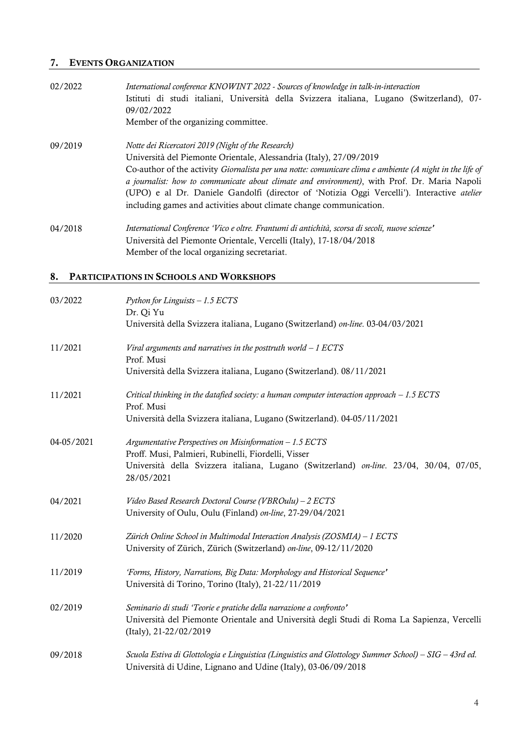## 7. Events Organization

**02/2022**
*International conference KNOWINT 2022 - Sources of knowledge in talk-in-interaction*
Istituti di studi italiani, Università della Svizzera italiana, Lugano (Switzerland), 07-09/02/2022
Member of the organizing committee.

**09/2019**
*Notte dei Ricercatori 2019 (Night of the Research)*
Università del Piemonte Orientale, Alessandria (Italy), 27/09/2019
Co-author of the activity *Giornalista per una notte: comunicare clima e ambiente (A night in the life of a journalist: how to communicate about climate and environment)*, with Prof. Dr. Maria Napoli (UPO) e al Dr. Daniele Gandolfi (director of 'Notizia Oggi Vercelli'). Interactive *atelier* including games and activities about climate change communication.

**04/2018**
*International Conference 'Vico e oltre. Frantumi di antichità, scorsa di secoli, nuove scienze'*
Università del Piemonte Orientale, Vercelli (Italy), 17-18/04/2018
Member of the local organizing secretariat.

## 8. Participations in Schools and Workshops

**03/2022**
*Python for Linguists – 1.5 ECTS*
Dr. Qi Yu
Università della Svizzera italiana, Lugano (Switzerland) *on-line*. 03-04/03/2021

**11/2021**
*Viral arguments and narratives in the posttruth world – 1 ECTS*
Prof. Musi
Università della Svizzera italiana, Lugano (Switzerland). 08/11/2021

**11/2021**
*Critical thinking in the datafied society: a human computer interaction approach – 1.5 ECTS*
Prof. Musi
Università della Svizzera italiana, Lugano (Switzerland). 04-05/11/2021

**04-05/2021**
*Argumentative Perspectives on Misinformation – 1.5 ECTS*
Proff. Musi, Palmieri, Rubinelli, Fiordelli, Visser
Università della Svizzera italiana, Lugano (Switzerland) *on-line*. 23/04, 30/04, 07/05, 28/05/2021

**04/2021**
*Video Based Research Doctoral Course (VBROulu) – 2 ECTS*
University of Oulu, Oulu (Finland) *on-line*, 27-29/04/2021

**11/2020**
*Zürich Online School in Multimodal Interaction Analysis (ZOSMIA) – 1 ECTS*
University of Zürich, Zürich (Switzerland) *on-line*, 09-12/11/2020

**11/2019**
*'Forms, History, Narrations, Big Data: Morphology and Historical Sequence'*
Università di Torino, Torino (Italy), 21-22/11/2019

**02/2019**
*Seminario di studi 'Teorie e pratiche della narrazione a confronto'*
Università del Piemonte Orientale and Università degli Studi di Roma La Sapienza, Vercelli (Italy), 21-22/02/2019

**09/2018**
*Scuola Estiva di Glottologia e Linguistica (Linguistics and Glottology Summer School) – SIG – 43rd ed.*
Università di Udine, Lignano and Udine (Italy), 03-06/09/2018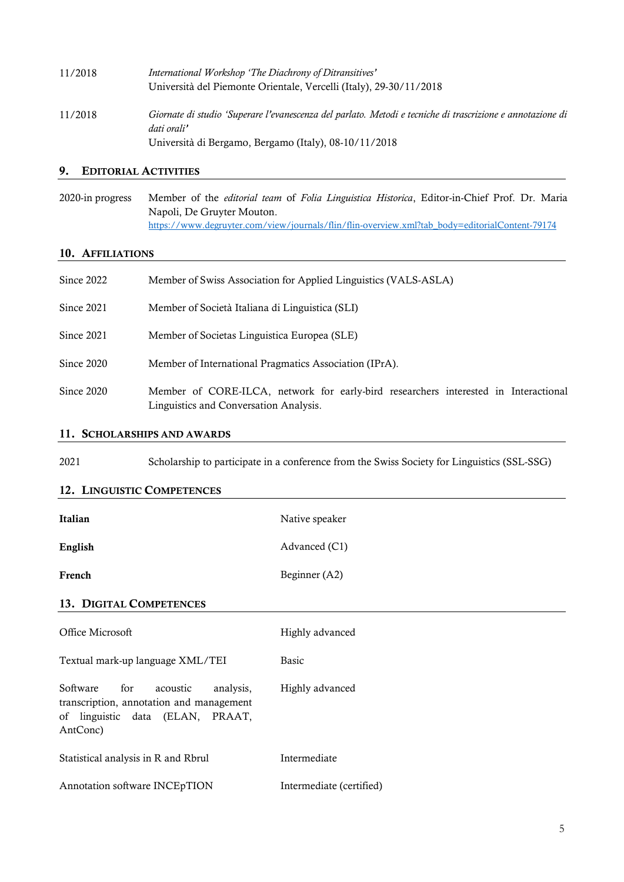| | |
|---|---|
| 11/2018 | *International Workshop 'The Diachrony of Ditransitives'*<br>Università del Piemonte Orientale, Vercelli (Italy), 29-30/11/2018 |
| 11/2018 | *Giornate di studio 'Superare l'evanescenza del parlato. Metodi e tecniche di trascrizione e annotazione di dati orali'*<br>Università di Bergamo, Bergamo (Italy), 08-10/11/2018 |

## 9. Editorial Activities

| | |
|---|---|
| 2020-in progress | Member of the *editorial team* of *Folia Linguistica Historica*, Editor-in-Chief Prof. Dr. Maria Napoli, De Gruyter Mouton.<br>https://www.degruyter.com/view/journals/flin/flin-overview.xml?tab_body=editorialContent-79174 |

## 10. Affiliations

| | |
|---|---|
| Since 2022 | Member of Swiss Association for Applied Linguistics (VALS-ASLA) |
| Since 2021 | Member of Società Italiana di Linguistica (SLI) |
| Since 2021 | Member of Societas Linguistica Europea (SLE) |
| Since 2020 | Member of International Pragmatics Association (IPrA). |
| Since 2020 | Member of CORE-ILCA, network for early-bird researchers interested in Interactional Linguistics and Conversation Analysis. |

## 11. Scholarships and Awards

| | |
|---|---|
| 2021 | Scholarship to participate in a conference from the Swiss Society for Linguistics (SSL-SSG) |

## 12. Linguistic Competences

| | |
|---|---|
| **Italian** | Native speaker |
| **English** | Advanced (C1) |
| **French** | Beginner (A2) |

## 13. Digital Competences

| | |
|---|---|
| Office Microsoft | Highly advanced |
| Textual mark-up language XML/TEI | Basic |
| Software for acoustic analysis, transcription, annotation and management of linguistic data (ELAN, PRAAT, AntConc) | Highly advanced |
| Statistical analysis in R and Rbrul | Intermediate |
| Annotation software INCEpTION | Intermediate (certified) |